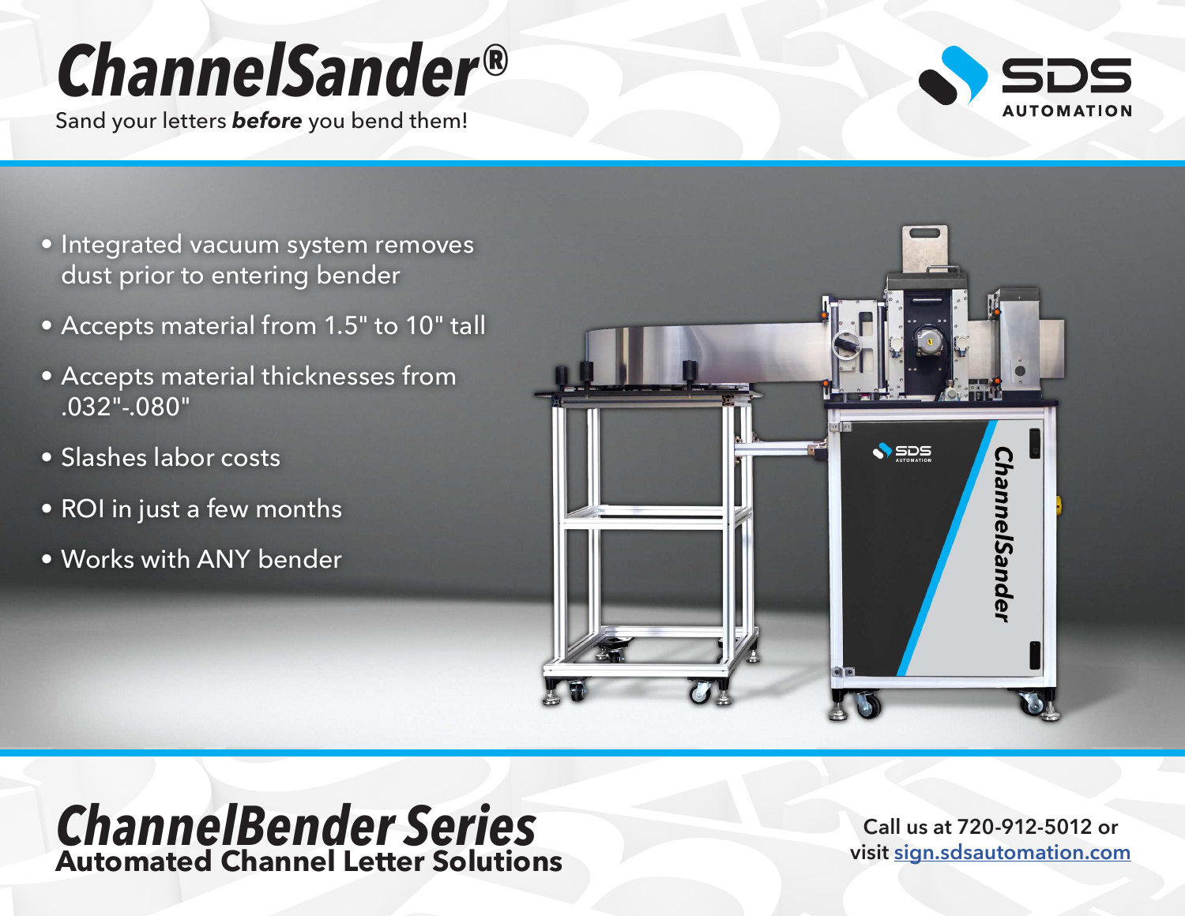# ChannelSander®

Sand your letters ***before*** you bend them!

SDS AUTOMATION

- Integrated vacuum system removes dust prior to entering bender
- Accepts material from 1.5" to 10" tall
- Accepts material thicknesses from .032"-.080"
- Slashes labor costs
- ROI in just a few months
- Works with ANY bender

## ChannelBender Series

**Automated Channel Letter Solutions**

Call us at 720-912-5012 or visit sign.sdsautomation.com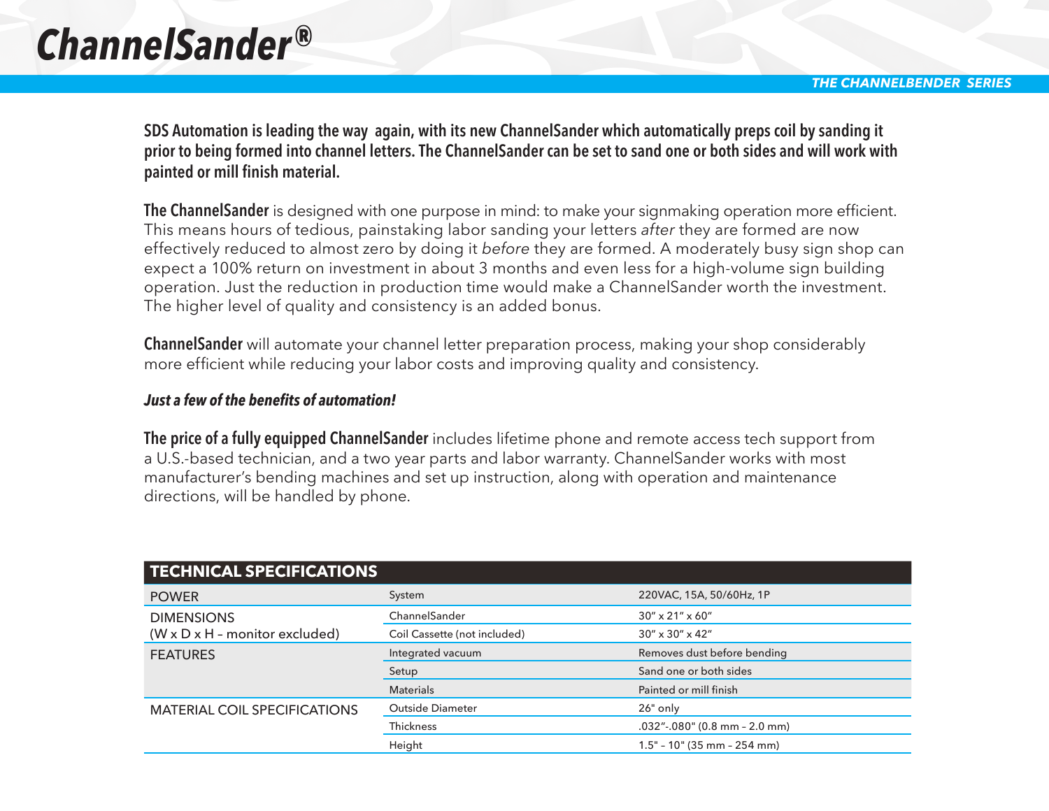# ChannelSander®

**SDS Automation is leading the way again, with its new ChannelSander which automatically preps coil by sanding it prior to being formed into channel letters. The ChannelSander can be set to sand one or both sides and will work with painted or mill finish material.**

**The ChannelSander** is designed with one purpose in mind: to make your signmaking operation more efficient. This means hours of tedious, painstaking labor sanding your letters *after* they are formed are now effectively reduced to almost zero by doing it *before* they are formed. A moderately busy sign shop can expect a 100% return on investment in about 3 months and even less for a high-volume sign building operation. Just the reduction in production time would make a ChannelSander worth the investment. The higher level of quality and consistency is an added bonus.

**ChannelSander** will automate your channel letter preparation process, making your shop considerably more efficient while reducing your labor costs and improving quality and consistency.

***Just a few of the benefits of automation!***

**The price of a fully equipped ChannelSander** includes lifetime phone and remote access tech support from a U.S.-based technician, and a two year parts and labor warranty. ChannelSander works with most manufacturer's bending machines and set up instruction, along with operation and maintenance directions, will be handled by phone.

## TECHNICAL SPECIFICATIONS

| | | |
|---|---|---|
| POWER | System | 220VAC, 15A, 50/60Hz, 1P |
| DIMENSIONS (W x D x H – monitor excluded) | ChannelSander | 30" x 21" x 60" |
| | Coil Cassette (not included) | 30" x 30" x 42" |
| FEATURES | Integrated vacuum | Removes dust before bending |
| | Setup | Sand one or both sides |
| | Materials | Painted or mill finish |
| MATERIAL COIL SPECIFICATIONS | Outside Diameter | 26" only |
| | Thickness | .032"-.080" (0.8 mm – 2.0 mm) |
| | Height | 1.5" – 10" (35 mm – 254 mm) |